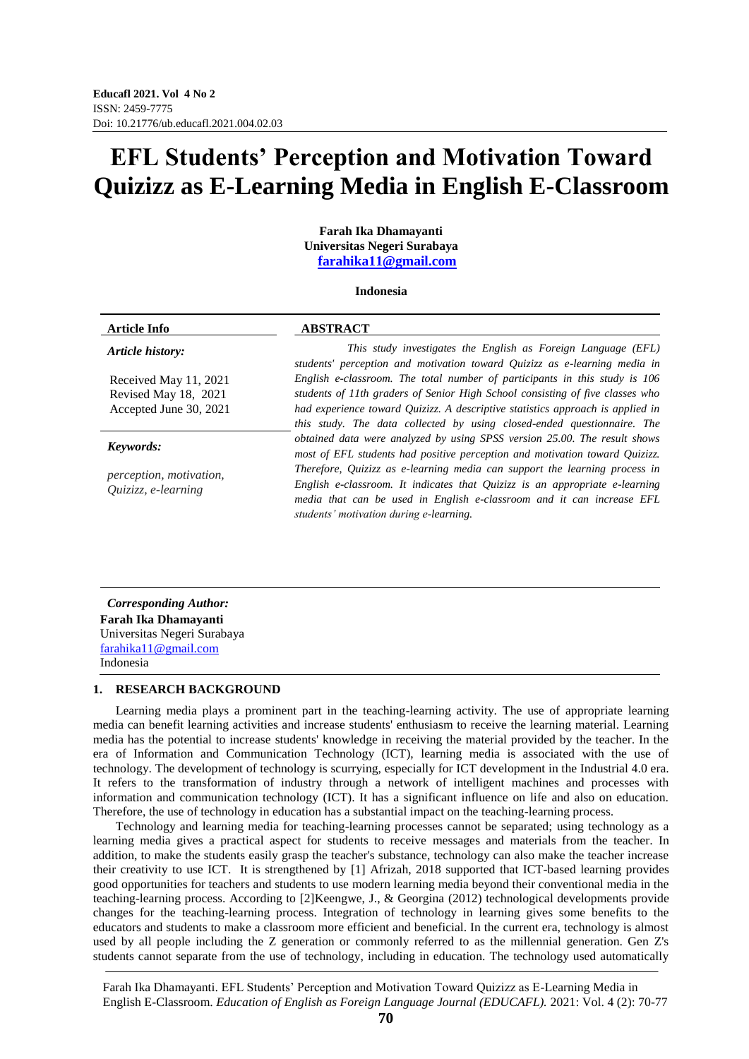**Educafl 2021. Vol 4 No 2**
ISSN: 2459-7775
Doi: 10.21776/ub.educafl.2021.004.02.03

# EFL Students' Perception and Motivation Toward Quizizz as E-Learning Media in English E-Classroom

**Farah Ika Dhamayanti**
**Universitas Negeri Surabaya**
**farahika11@gmail.com**

**Indonesia**

**Article Info**

***Article history:***

Received May 11, 2021
Revised May 18, 2021
Accepted June 30, 2021

***Keywords:***

*perception, motivation, Quizizz, e-learning*

**ABSTRACT**

*This study investigates the English as Foreign Language (EFL) students' perception and motivation toward Quizizz as e-learning media in English e-classroom. The total number of participants in this study is 106 students of 11th graders of Senior High School consisting of five classes who had experience toward Quizizz. A descriptive statistics approach is applied in this study. The data collected by using closed-ended questionnaire. The obtained data were analyzed by using SPSS version 25.00. The result shows most of EFL students had positive perception and motivation toward Quizizz. Therefore, Quizizz as e-learning media can support the learning process in English e-classroom. It indicates that Quizizz is an appropriate e-learning media that can be used in English e-classroom and it can increase EFL students' motivation during e-learning.*

***Corresponding Author:***
**Farah Ika Dhamayanti**
Universitas Negeri Surabaya
farahika11@gmail.com
Indonesia

## 1. RESEARCH BACKGROUND

Learning media plays a prominent part in the teaching-learning activity. The use of appropriate learning media can benefit learning activities and increase students' enthusiasm to receive the learning material. Learning media has the potential to increase students' knowledge in receiving the material provided by the teacher. In the era of Information and Communication Technology (ICT), learning media is associated with the use of technology. The development of technology is scurrying, especially for ICT development in the Industrial 4.0 era. It refers to the transformation of industry through a network of intelligent machines and processes with information and communication technology (ICT). It has a significant influence on life and also on education. Therefore, the use of technology in education has a substantial impact on the teaching-learning process.

Technology and learning media for teaching-learning processes cannot be separated; using technology as a learning media gives a practical aspect for students to receive messages and materials from the teacher. In addition, to make the students easily grasp the teacher's substance, technology can also make the teacher increase their creativity to use ICT. It is strengthened by [1] Afrizah, 2018 supported that ICT-based learning provides good opportunities for teachers and students to use modern learning media beyond their conventional media in the teaching-learning process. According to [2]Keengwe, J., & Georgina (2012) technological developments provide changes for the teaching-learning process. Integration of technology in learning gives some benefits to the educators and students to make a classroom more efficient and beneficial. In the current era, technology is almost used by all people including the Z generation or commonly referred to as the millennial generation. Gen Z's students cannot separate from the use of technology, including in education. The technology used automatically

Farah Ika Dhamayanti. EFL Students' Perception and Motivation Toward Quizizz as E-Learning Media in English E-Classroom. *Education of English as Foreign Language Journal (EDUCAFL).* 2021: Vol. 4 (2): 70-77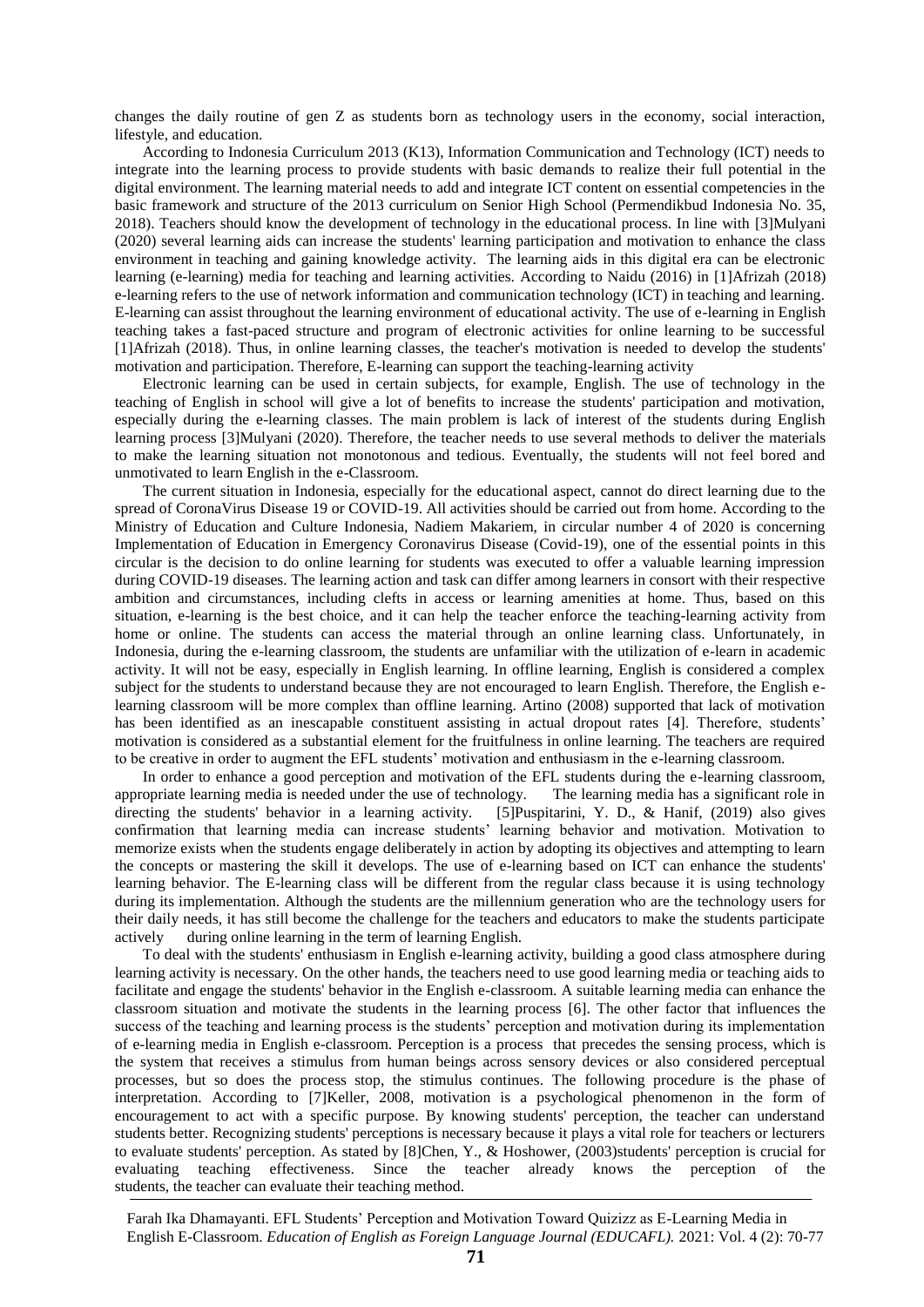changes the daily routine of gen Z as students born as technology users in the economy, social interaction, lifestyle, and education.

According to Indonesia Curriculum 2013 (K13), Information Communication and Technology (ICT) needs to integrate into the learning process to provide students with basic demands to realize their full potential in the digital environment. The learning material needs to add and integrate ICT content on essential competencies in the basic framework and structure of the 2013 curriculum on Senior High School (Permendikbud Indonesia No. 35, 2018). Teachers should know the development of technology in the educational process. In line with [3]Mulyani (2020) several learning aids can increase the students' learning participation and motivation to enhance the class environment in teaching and gaining knowledge activity. The learning aids in this digital era can be electronic learning (e-learning) media for teaching and learning activities. According to Naidu (2016) in [1]Afrizah (2018) e-learning refers to the use of network information and communication technology (ICT) in teaching and learning. E-learning can assist throughout the learning environment of educational activity. The use of e-learning in English teaching takes a fast-paced structure and program of electronic activities for online learning to be successful [1]Afrizah (2018). Thus, in online learning classes, the teacher's motivation is needed to develop the students' motivation and participation. Therefore, E-learning can support the teaching-learning activity

Electronic learning can be used in certain subjects, for example, English. The use of technology in the teaching of English in school will give a lot of benefits to increase the students' participation and motivation, especially during the e-learning classes. The main problem is lack of interest of the students during English learning process [3]Mulyani (2020). Therefore, the teacher needs to use several methods to deliver the materials to make the learning situation not monotonous and tedious. Eventually, the students will not feel bored and unmotivated to learn English in the e-Classroom.

The current situation in Indonesia, especially for the educational aspect, cannot do direct learning due to the spread of CoronaVirus Disease 19 or COVID-19. All activities should be carried out from home. According to the Ministry of Education and Culture Indonesia, Nadiem Makariem, in circular number 4 of 2020 is concerning Implementation of Education in Emergency Coronavirus Disease (Covid-19), one of the essential points in this circular is the decision to do online learning for students was executed to offer a valuable learning impression during COVID-19 diseases. The learning action and task can differ among learners in consort with their respective ambition and circumstances, including clefts in access or learning amenities at home. Thus, based on this situation, e-learning is the best choice, and it can help the teacher enforce the teaching-learning activity from home or online. The students can access the material through an online learning class. Unfortunately, in Indonesia, during the e-learning classroom, the students are unfamiliar with the utilization of e-learn in academic activity. It will not be easy, especially in English learning. In offline learning, English is considered a complex subject for the students to understand because they are not encouraged to learn English. Therefore, the English e-learning classroom will be more complex than offline learning. Artino (2008) supported that lack of motivation has been identified as an inescapable constituent assisting in actual dropout rates [4]. Therefore, students' motivation is considered as a substantial element for the fruitfulness in online learning. The teachers are required to be creative in order to augment the EFL students' motivation and enthusiasm in the e-learning classroom.

In order to enhance a good perception and motivation of the EFL students during the e-learning classroom, appropriate learning media is needed under the use of technology. The learning media has a significant role in directing the students' behavior in a learning activity. [5]Puspitarini, Y. D., & Hanif, (2019) also gives confirmation that learning media can increase students' learning behavior and motivation. Motivation to memorize exists when the students engage deliberately in action by adopting its objectives and attempting to learn the concepts or mastering the skill it develops. The use of e-learning based on ICT can enhance the students' learning behavior. The E-learning class will be different from the regular class because it is using technology during its implementation. Although the students are the millennium generation who are the technology users for their daily needs, it has still become the challenge for the teachers and educators to make the students participate actively during online learning in the term of learning English.

To deal with the students' enthusiasm in English e-learning activity, building a good class atmosphere during learning activity is necessary. On the other hands, the teachers need to use good learning media or teaching aids to facilitate and engage the students' behavior in the English e-classroom. A suitable learning media can enhance the classroom situation and motivate the students in the learning process [6]. The other factor that influences the success of the teaching and learning process is the students' perception and motivation during its implementation of e-learning media in English e-classroom. Perception is a process that precedes the sensing process, which is the system that receives a stimulus from human beings across sensory devices or also considered perceptual processes, but so does the process stop, the stimulus continues. The following procedure is the phase of interpretation. According to [7]Keller, 2008, motivation is a psychological phenomenon in the form of encouragement to act with a specific purpose. By knowing students' perception, the teacher can understand students better. Recognizing students' perceptions is necessary because it plays a vital role for teachers or lecturers to evaluate students' perception. As stated by [8]Chen, Y., & Hoshower, (2003)students' perception is crucial for evaluating teaching effectiveness. Since the teacher already knows the perception of the students, the teacher can evaluate their teaching method.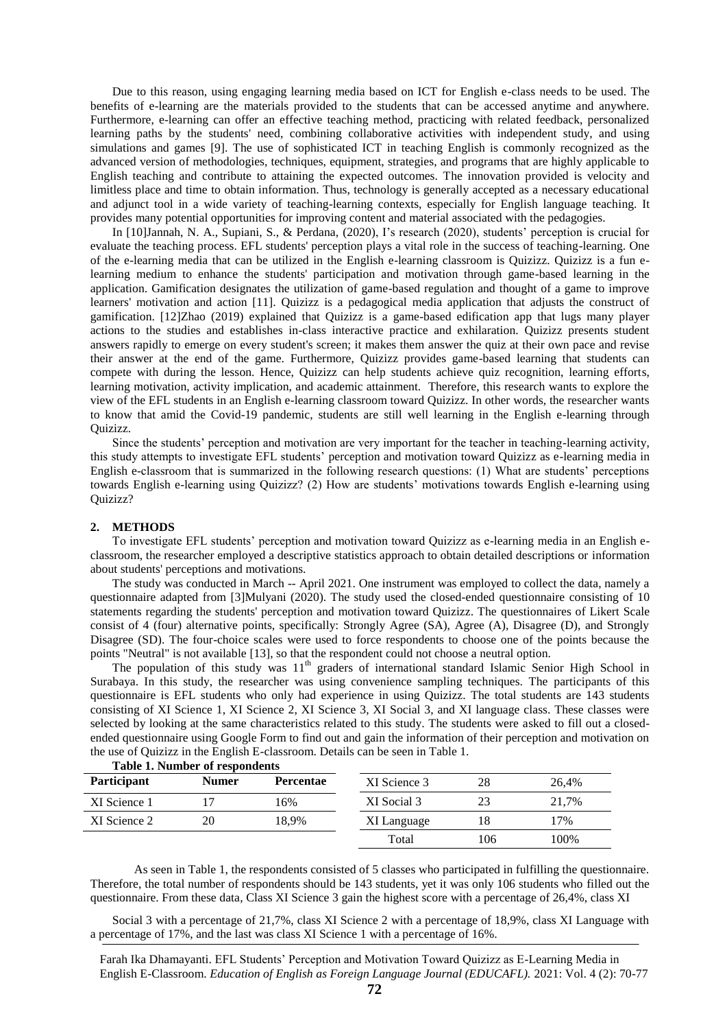Due to this reason, using engaging learning media based on ICT for English e-class needs to be used. The benefits of e-learning are the materials provided to the students that can be accessed anytime and anywhere. Furthermore, e-learning can offer an effective teaching method, practicing with related feedback, personalized learning paths by the students' need, combining collaborative activities with independent study, and using simulations and games [9]. The use of sophisticated ICT in teaching English is commonly recognized as the advanced version of methodologies, techniques, equipment, strategies, and programs that are highly applicable to English teaching and contribute to attaining the expected outcomes. The innovation provided is velocity and limitless place and time to obtain information. Thus, technology is generally accepted as a necessary educational and adjunct tool in a wide variety of teaching-learning contexts, especially for English language teaching. It provides many potential opportunities for improving content and material associated with the pedagogies.

In [10]Jannah, N. A., Supiani, S., & Perdana, (2020), I's research (2020), students' perception is crucial for evaluate the teaching process. EFL students' perception plays a vital role in the success of teaching-learning. One of the e-learning media that can be utilized in the English e-learning classroom is Quizizz. Quizizz is a fun e-learning medium to enhance the students' participation and motivation through game-based learning in the application. Gamification designates the utilization of game-based regulation and thought of a game to improve learners' motivation and action [11]. Quizizz is a pedagogical media application that adjusts the construct of gamification. [12]Zhao (2019) explained that Quizizz is a game-based edification app that lugs many player actions to the studies and establishes in-class interactive practice and exhilaration. Quizizz presents student answers rapidly to emerge on every student's screen; it makes them answer the quiz at their own pace and revise their answer at the end of the game. Furthermore, Quizizz provides game-based learning that students can compete with during the lesson. Hence, Quizizz can help students achieve quiz recognition, learning efforts, learning motivation, activity implication, and academic attainment. Therefore, this research wants to explore the view of the EFL students in an English e-learning classroom toward Quizizz. In other words, the researcher wants to know that amid the Covid-19 pandemic, students are still well learning in the English e-learning through Quizizz.

Since the students' perception and motivation are very important for the teacher in teaching-learning activity, this study attempts to investigate EFL students' perception and motivation toward Quizizz as e-learning media in English e-classroom that is summarized in the following research questions: (1) What are students' perceptions towards English e-learning using Quizizz? (2) How are students' motivations towards English e-learning using Quizizz?

## 2. METHODS

To investigate EFL students' perception and motivation toward Quizizz as e-learning media in an English e-classroom, the researcher employed a descriptive statistics approach to obtain detailed descriptions or information about students' perceptions and motivations.

The study was conducted in March -- April 2021. One instrument was employed to collect the data, namely a questionnaire adapted from [3]Mulyani (2020). The study used the closed-ended questionnaire consisting of 10 statements regarding the students' perception and motivation toward Quizizz. The questionnaires of Likert Scale consist of 4 (four) alternative points, specifically: Strongly Agree (SA), Agree (A), Disagree (D), and Strongly Disagree (SD). The four-choice scales were used to force respondents to choose one of the points because the points "Neutral" is not available [13], so that the respondent could not choose a neutral option.

The population of this study was 11th graders of international standard Islamic Senior High School in Surabaya. In this study, the researcher was using convenience sampling techniques. The participants of this questionnaire is EFL students who only had experience in using Quizizz. The total students are 143 students consisting of XI Science 1, XI Science 2, XI Science 3, XI Social 3, and XI language class. These classes were selected by looking at the same characteristics related to this study. The students were asked to fill out a closed-ended questionnaire using Google Form to find out and gain the information of their perception and motivation on the use of Quizizz in the English E-classroom. Details can be seen in Table 1.

**Table 1. Number of respondents**

| Participant | Numer | Percentae |
|---|---|---|
| XI Science 1 | 17 | 16% |
| XI Science 2 | 20 | 18,9% |
| XI Science 3 | 28 | 26,4% |
| XI Social 3 | 23 | 21,7% |
| XI Language | 18 | 17% |
| Total | 106 | 100% |

As seen in Table 1, the respondents consisted of 5 classes who participated in fulfilling the questionnaire. Therefore, the total number of respondents should be 143 students, yet it was only 106 students who filled out the questionnaire. From these data, Class XI Science 3 gain the highest score with a percentage of 26,4%, class XI Social 3 with a percentage of 21,7%, class XI Science 2 with a percentage of 18,9%, class XI Language with a percentage of 17%, and the last was class XI Science 1 with a percentage of 16%.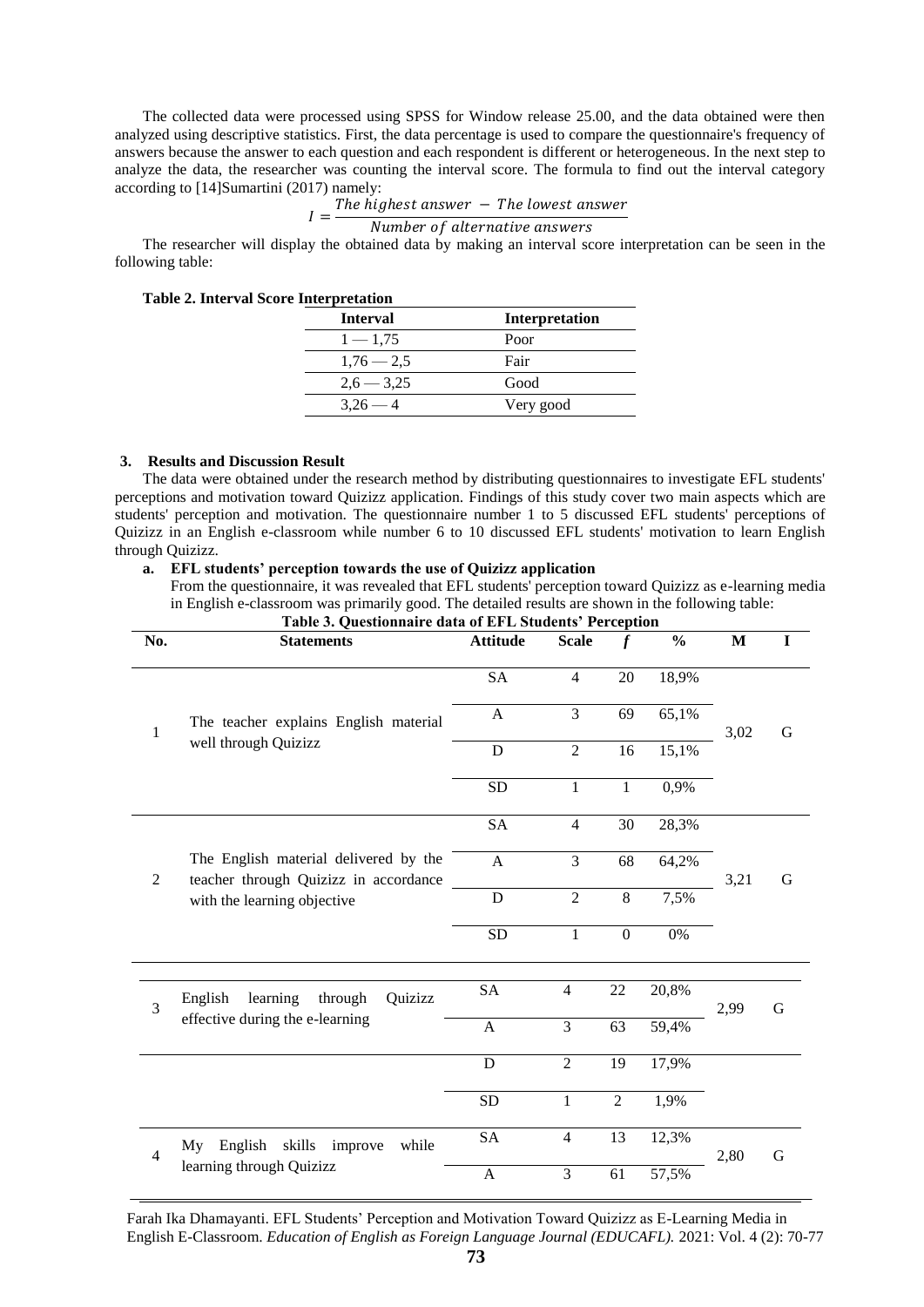The collected data were processed using SPSS for Window release 25.00, and the data obtained were then analyzed using descriptive statistics. First, the data percentage is used to compare the questionnaire's frequency of answers because the answer to each question and each respondent is different or heterogeneous. In the next step to analyze the data, the researcher was counting the interval score. The formula to find out the interval category according to [14]Sumartini (2017) namely:

$$I = \frac{\textit{The highest answer} - \textit{The lowest answer}}{\textit{Number of alternative answers}}$$

The researcher will display the obtained data by making an interval score interpretation can be seen in the following table:

**Table 2. Interval Score Interpretation**

| Interval | Interpretation |
|---|---|
| 1 — 1,75 | Poor |
| 1,76 — 2,5 | Fair |
| 2,6 — 3,25 | Good |
| 3,26 — 4 | Very good |

## 3. Results and Discussion Result

The data were obtained under the research method by distributing questionnaires to investigate EFL students' perceptions and motivation toward Quizizz application. Findings of this study cover two main aspects which are students' perception and motivation. The questionnaire number 1 to 5 discussed EFL students' perceptions of Quizizz in an English e-classroom while number 6 to 10 discussed EFL students' motivation to learn English through Quizizz.

### a. EFL students' perception towards the use of Quizizz application

From the questionnaire, it was revealed that EFL students' perception toward Quizizz as e-learning media in English e-classroom was primarily good. The detailed results are shown in the following table:

**Table 3. Questionnaire data of EFL Students' Perception**

| No. | Statements | Attitude | Scale | *f* | % | M | I |
|---|---|---|---|---|---|---|---|
| 1 | The teacher explains English material well through Quizizz | SA | 4 | 20 | 18,9% | 3,02 | G |
| | | A | 3 | 69 | 65,1% | | |
| | | D | 2 | 16 | 15,1% | | |
| | | SD | 1 | 1 | 0,9% | | |
| 2 | The English material delivered by the teacher through Quizizz in accordance with the learning objective | SA | 4 | 30 | 28,3% | 3,21 | G |
| | | A | 3 | 68 | 64,2% | | |
| | | D | 2 | 8 | 7,5% | | |
| | | SD | 1 | 0 | 0% | | |
| 3 | English learning through Quizizz effective during the e-learning | SA | 4 | 22 | 20,8% | 2,99 | G |
| | | A | 3 | 63 | 59,4% | | |
| | | D | 2 | 19 | 17,9% | | |
| | | SD | 1 | 2 | 1,9% | | |
| 4 | My English skills improve while learning through Quizizz | SA | 4 | 13 | 12,3% | 2,80 | G |
| | | A | 3 | 61 | 57,5% | | |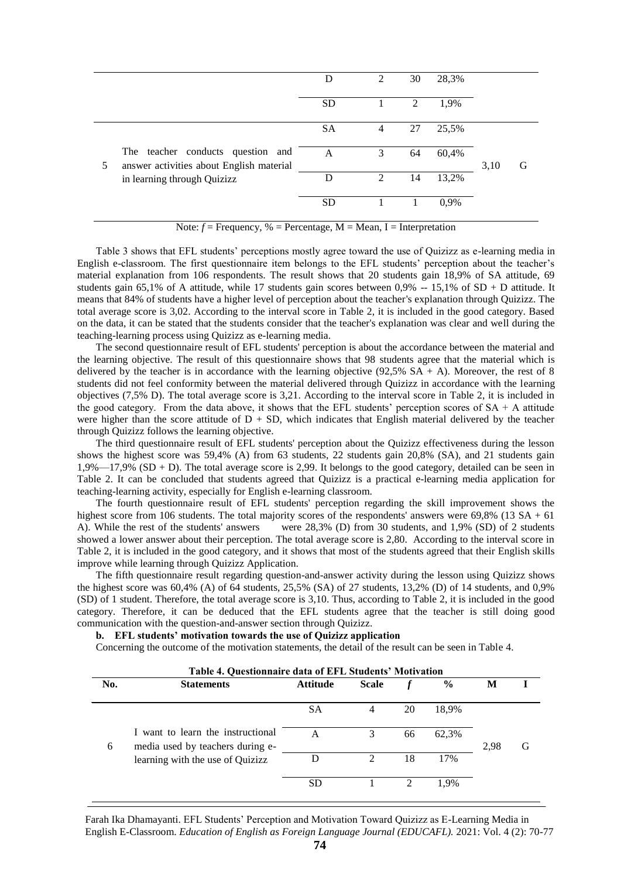| No. | Statements | Attitude | Scale | *f* | % | M | I |
|---|---|---|---|---|---|---|---|
| | | D | 2 | 30 | 28,3% | | |
| | | SD | 1 | 2 | 1,9% | | |
| 5 | The teacher conducts question and answer activities about English material in learning through Quizizz | SA | 4 | 27 | 25,5% | 3,10 | G |
| | | A | 3 | 64 | 60,4% | | |
| | | D | 2 | 14 | 13,2% | | |
| | | SD | 1 | 1 | 0,9% | | |

Note: *f* = Frequency, % = Percentage, M = Mean, I = Interpretation

Table 3 shows that EFL students' perceptions mostly agree toward the use of Quizizz as e-learning media in English e-classroom. The first questionnaire item belongs to the EFL students' perception about the teacher's material explanation from 106 respondents. The result shows that 20 students gain 18,9% of SA attitude, 69 students gain 65,1% of A attitude, while 17 students gain scores between 0,9% -- 15,1% of SD + D attitude. It means that 84% of students have a higher level of perception about the teacher's explanation through Quizizz. The total average score is 3,02. According to the interval score in Table 2, it is included in the good category. Based on the data, it can be stated that the students consider that the teacher's explanation was clear and well during the teaching-learning process using Quizizz as e-learning media.

The second questionnaire result of EFL students' perception is about the accordance between the material and the learning objective. The result of this questionnaire shows that 98 students agree that the material which is delivered by the teacher is in accordance with the learning objective (92,5% SA + A). Moreover, the rest of 8 students did not feel conformity between the material delivered through Quizizz in accordance with the learning objectives (7,5% D). The total average score is 3,21. According to the interval score in Table 2, it is included in the good category. From the data above, it shows that the EFL students' perception scores of SA + A attitude were higher than the score attitude of D + SD, which indicates that English material delivered by the teacher through Quizizz follows the learning objective.

The third questionnaire result of EFL students' perception about the Quizizz effectiveness during the lesson shows the highest score was 59,4% (A) from 63 students, 22 students gain 20,8% (SA), and 21 students gain 1,9%—17,9% (SD + D). The total average score is 2,99. It belongs to the good category, detailed can be seen in Table 2. It can be concluded that students agreed that Quizizz is a practical e-learning media application for teaching-learning activity, especially for English e-learning classroom.

The fourth questionnaire result of EFL students' perception regarding the skill improvement shows the highest score from 106 students. The total majority scores of the respondents' answers were 69,8% (13 SA + 61 A). While the rest of the students' answers were 28,3% (D) from 30 students, and 1,9% (SD) of 2 students showed a lower answer about their perception. The total average score is 2,80. According to the interval score in Table 2, it is included in the good category, and it shows that most of the students agreed that their English skills improve while learning through Quizizz Application.

The fifth questionnaire result regarding question-and-answer activity during the lesson using Quizizz shows the highest score was 60,4% (A) of 64 students, 25,5% (SA) of 27 students, 13,2% (D) of 14 students, and 0,9% (SD) of 1 student. Therefore, the total average score is 3,10. Thus, according to Table 2, it is included in the good category. Therefore, it can be deduced that the EFL students agree that the teacher is still doing good communication with the question-and-answer section through Quizizz.

**b. EFL students' motivation towards the use of Quizizz application**

Concerning the outcome of the motivation statements, the detail of the result can be seen in Table 4.

**Table 4. Questionnaire data of EFL Students' Motivation**

| No. | Statements | Attitude | Scale | *f* | % | M | I |
|---|---|---|---|---|---|---|---|
| 6 | I want to learn the instructional media used by teachers during e-learning with the use of Quizizz | SA | 4 | 20 | 18,9% | 2,98 | G |
| | | A | 3 | 66 | 62,3% | | |
| | | D | 2 | 18 | 17% | | |
| | | SD | 1 | 2 | 1,9% | | |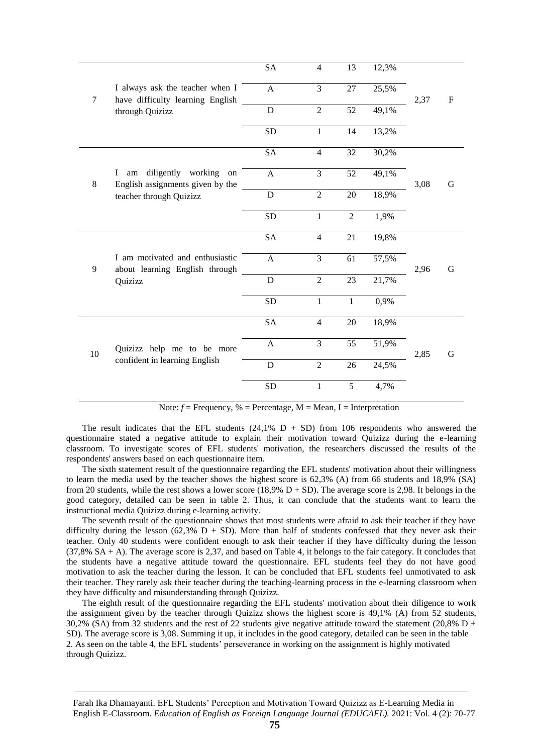| No | Statement | Scale | Score | f | % | M | I |
|---|---|---|---|---|---|---|---|
| 7 | I always ask the teacher when I have difficulty learning English through Quizizz | SA | 4 | 13 | 12,3% | 2,37 | F |
| | | A | 3 | 27 | 25,5% | | |
| | | D | 2 | 52 | 49,1% | | |
| | | SD | 1 | 14 | 13,2% | | |
| 8 | I am diligently working on English assignments given by the teacher through Quizizz | SA | 4 | 32 | 30,2% | 3,08 | G |
| | | A | 3 | 52 | 49,1% | | |
| | | D | 2 | 20 | 18,9% | | |
| | | SD | 1 | 2 | 1,9% | | |
| 9 | I am motivated and enthusiastic about learning English through Quizizz | SA | 4 | 21 | 19,8% | 2,96 | G |
| | | A | 3 | 61 | 57,5% | | |
| | | D | 2 | 23 | 21,7% | | |
| | | SD | 1 | 1 | 0,9% | | |
| 10 | Quizizz help me to be more confident in learning English | SA | 4 | 20 | 18,9% | 2,85 | G |
| | | A | 3 | 55 | 51,9% | | |
| | | D | 2 | 26 | 24,5% | | |
| | | SD | 1 | 5 | 4,7% | | |

Note: *f* = Frequency, % = Percentage, M = Mean, I = Interpretation

The result indicates that the EFL students (24,1% D + SD) from 106 respondents who answered the questionnaire stated a negative attitude to explain their motivation toward Quizizz during the e-learning classroom. To investigate scores of EFL students' motivation, the researchers discussed the results of the respondents' answers based on each questionnaire item.

The sixth statement result of the questionnaire regarding the EFL students' motivation about their willingness to learn the media used by the teacher shows the highest score is 62,3% (A) from 66 students and 18,9% (SA) from 20 students, while the rest shows a lower score (18,9% D + SD). The average score is 2,98. It belongs in the good category, detailed can be seen in table 2. Thus, it can conclude that the students want to learn the instructional media Quizizz during e-learning activity.

The seventh result of the questionnaire shows that most students were afraid to ask their teacher if they have difficulty during the lesson (62,3% D + SD). More than half of students confessed that they never ask their teacher. Only 40 students were confident enough to ask their teacher if they have difficulty during the lesson (37,8% SA + A). The average score is 2,37, and based on Table 4, it belongs to the fair category. It concludes that the students have a negative attitude toward the questionnaire. EFL students feel they do not have good motivation to ask the teacher during the lesson. It can be concluded that EFL students feel unmotivated to ask their teacher. They rarely ask their teacher during the teaching-learning process in the e-learning classroom when they have difficulty and misunderstanding through Quizizz.

The eighth result of the questionnaire regarding the EFL students' motivation about their diligence to work the assignment given by the teacher through Quizizz shows the highest score is 49,1% (A) from 52 students, 30,2% (SA) from 32 students and the rest of 22 students give negative attitude toward the statement (20,8% D + SD). The average score is 3,08. Summing it up, it includes in the good category, detailed can be seen in the table 2. As seen on the table 4, the EFL students' perseverance in working on the assignment is highly motivated through Quizizz.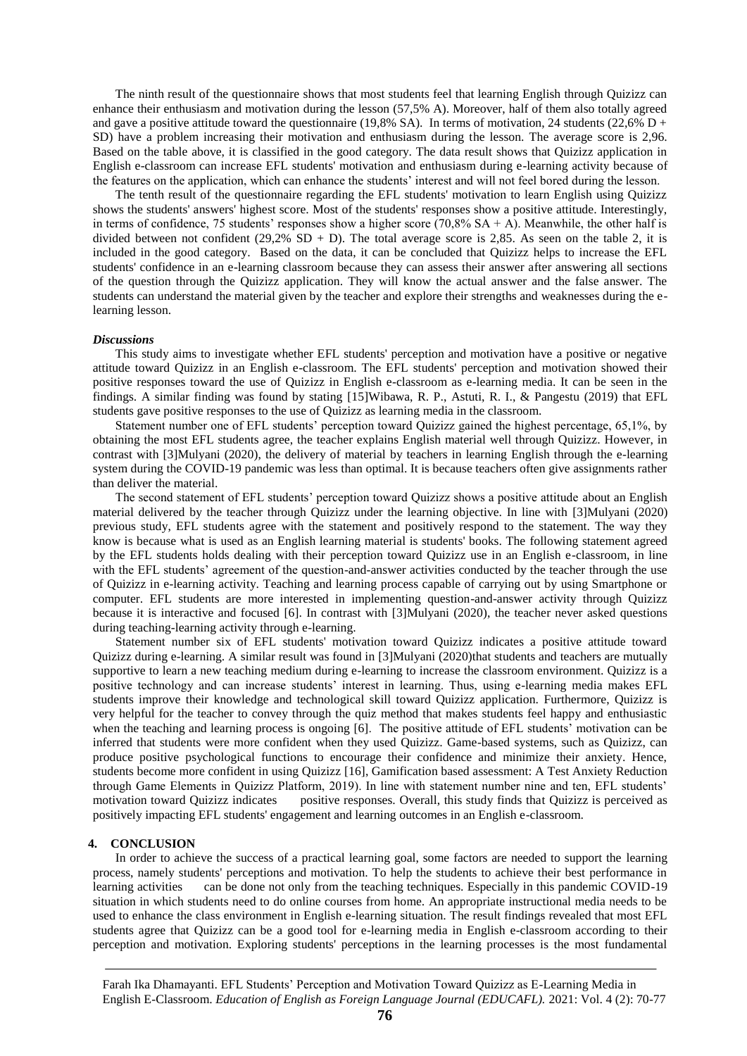The ninth result of the questionnaire shows that most students feel that learning English through Quizizz can enhance their enthusiasm and motivation during the lesson (57,5% A). Moreover, half of them also totally agreed and gave a positive attitude toward the questionnaire (19,8% SA). In terms of motivation, 24 students (22,6% D + SD) have a problem increasing their motivation and enthusiasm during the lesson. The average score is 2,96. Based on the table above, it is classified in the good category. The data result shows that Quizizz application in English e-classroom can increase EFL students' motivation and enthusiasm during e-learning activity because of the features on the application, which can enhance the students' interest and will not feel bored during the lesson.

The tenth result of the questionnaire regarding the EFL students' motivation to learn English using Quizizz shows the students' answers' highest score. Most of the students' responses show a positive attitude. Interestingly, in terms of confidence, 75 students' responses show a higher score (70,8% SA + A). Meanwhile, the other half is divided between not confident (29,2% SD + D). The total average score is 2,85. As seen on the table 2, it is included in the good category. Based on the data, it can be concluded that Quizizz helps to increase the EFL students' confidence in an e-learning classroom because they can assess their answer after answering all sections of the question through the Quizizz application. They will know the actual answer and the false answer. The students can understand the material given by the teacher and explore their strengths and weaknesses during the e-learning lesson.

### *Discussions*

This study aims to investigate whether EFL students' perception and motivation have a positive or negative attitude toward Quizizz in an English e-classroom. The EFL students' perception and motivation showed their positive responses toward the use of Quizizz in English e-classroom as e-learning media. It can be seen in the findings. A similar finding was found by stating [15]Wibawa, R. P., Astuti, R. I., & Pangestu (2019) that EFL students gave positive responses to the use of Quizizz as learning media in the classroom.

Statement number one of EFL students' perception toward Quizizz gained the highest percentage, 65,1%, by obtaining the most EFL students agree, the teacher explains English material well through Quizizz. However, in contrast with [3]Mulyani (2020), the delivery of material by teachers in learning English through the e-learning system during the COVID-19 pandemic was less than optimal. It is because teachers often give assignments rather than deliver the material.

The second statement of EFL students' perception toward Quizizz shows a positive attitude about an English material delivered by the teacher through Quizizz under the learning objective. In line with [3]Mulyani (2020) previous study, EFL students agree with the statement and positively respond to the statement. The way they know is because what is used as an English learning material is students' books. The following statement agreed by the EFL students holds dealing with their perception toward Quizizz use in an English e-classroom, in line with the EFL students' agreement of the question-and-answer activities conducted by the teacher through the use of Quizizz in e-learning activity. Teaching and learning process capable of carrying out by using Smartphone or computer. EFL students are more interested in implementing question-and-answer activity through Quizizz because it is interactive and focused [6]. In contrast with [3]Mulyani (2020), the teacher never asked questions during teaching-learning activity through e-learning.

Statement number six of EFL students' motivation toward Quizizz indicates a positive attitude toward Quizizz during e-learning. A similar result was found in [3]Mulyani (2020)that students and teachers are mutually supportive to learn a new teaching medium during e-learning to increase the classroom environment. Quizizz is a positive technology and can increase students' interest in learning. Thus, using e-learning media makes EFL students improve their knowledge and technological skill toward Quizizz application. Furthermore, Quizizz is very helpful for the teacher to convey through the quiz method that makes students feel happy and enthusiastic when the teaching and learning process is ongoing [6]. The positive attitude of EFL students' motivation can be inferred that students were more confident when they used Quizizz. Game-based systems, such as Quizizz, can produce positive psychological functions to encourage their confidence and minimize their anxiety. Hence, students become more confident in using Quizizz [16], Gamification based assessment: A Test Anxiety Reduction through Game Elements in Quizizz Platform, 2019). In line with statement number nine and ten, EFL students' motivation toward Quizizz indicates positive responses. Overall, this study finds that Quizizz is perceived as positively impacting EFL students' engagement and learning outcomes in an English e-classroom.

## 4. CONCLUSION

In order to achieve the success of a practical learning goal, some factors are needed to support the learning process, namely students' perceptions and motivation. To help the students to achieve their best performance in learning activities can be done not only from the teaching techniques. Especially in this pandemic COVID-19 situation in which students need to do online courses from home. An appropriate instructional media needs to be used to enhance the class environment in English e-learning situation. The result findings revealed that most EFL students agree that Quizizz can be a good tool for e-learning media in English e-classroom according to their perception and motivation. Exploring students' perceptions in the learning processes is the most fundamental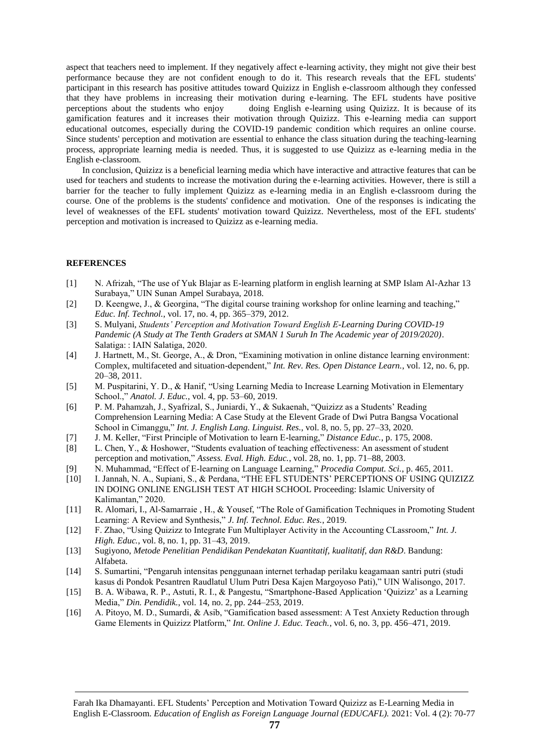aspect that teachers need to implement. If they negatively affect e-learning activity, they might not give their best performance because they are not confident enough to do it. This research reveals that the EFL students' participant in this research has positive attitudes toward Quizizz in English e-classroom although they confessed that they have problems in increasing their motivation during e-learning. The EFL students have positive perceptions about the students who enjoy doing English e-learning using Quizizz. It is because of its gamification features and it increases their motivation through Quizizz. This e-learning media can support educational outcomes, especially during the COVID-19 pandemic condition which requires an online course. Since students' perception and motivation are essential to enhance the class situation during the teaching-learning process, appropriate learning media is needed. Thus, it is suggested to use Quizizz as e-learning media in the English e-classroom.

In conclusion, Quizizz is a beneficial learning media which have interactive and attractive features that can be used for teachers and students to increase the motivation during the e-learning activities. However, there is still a barrier for the teacher to fully implement Quizizz as e-learning media in an English e-classroom during the course. One of the problems is the students' confidence and motivation. One of the responses is indicating the level of weaknesses of the EFL students' motivation toward Quizizz. Nevertheless, most of the EFL students' perception and motivation is increased to Quizizz as e-learning media.

## REFERENCES

[1] N. Afrizah, "The use of Yuk Blajar as E-learning platform in english learning at SMP Islam Al-Azhar 13 Surabaya," UIN Sunan Ampel Surabaya, 2018.

[2] D. Keengwe, J., & Georgina, "The digital course training workshop for online learning and teaching," *Educ. Inf. Technol.*, vol. 17, no. 4, pp. 365–379, 2012.

[3] S. Mulyani, *Students' Perception and Motivation Toward English E-Learning During COVID-19 Pandemic (A Study at The Tenth Graders at SMAN 1 Suruh In The Academic year of 2019/2020)*. Salatiga: : IAIN Salatiga, 2020.

[4] J. Hartnett, M., St. George, A., & Dron, "Examining motivation in online distance learning environment: Complex, multifaceted and situation-dependent," *Int. Rev. Res. Open Distance Learn.*, vol. 12, no. 6, pp. 20–38, 2011.

[5] M. Puspitarini, Y. D., & Hanif, "Using Learning Media to Increase Learning Motivation in Elementary School.," *Anatol. J. Educ.*, vol. 4, pp. 53–60, 2019.

[6] P. M. Pahamzah, J., Syafrizal, S., Juniardi, Y., & Sukaenah, "Quizizz as a Students' Reading Comprehension Learning Media: A Case Study at the Elevent Grade of Dwi Putra Bangsa Vocational School in Cimanggu," *Int. J. English Lang. Linguist. Res.*, vol. 8, no. 5, pp. 27–33, 2020.

[7] J. M. Keller, "First Principle of Motivation to learn E-learning," *Distance Educ.*, p. 175, 2008.

[8] L. Chen, Y., & Hoshower, "Students evaluation of teaching effectiveness: An asessment of student perception and motivation," *Assess. Eval. High. Educ.*, vol. 28, no. 1, pp. 71–88, 2003.

[9] N. Muhammad, "Effect of E-learning on Language Learning," *Procedia Comput. Sci.*, p. 465, 2011.

[10] I. Jannah, N. A., Supiani, S., & Perdana, "THE EFL STUDENTS' PERCEPTIONS OF USING QUIZIZZ IN DOING ONLINE ENGLISH TEST AT HIGH SCHOOL Proceeding: Islamic University of Kalimantan," 2020.

[11] R. Alomari, I., Al-Samarraie , H., & Yousef, "The Role of Gamification Techniques in Promoting Student Learning: A Review and Synthesis," *J. Inf. Technol. Educ. Res.*, 2019.

[12] F. Zhao, "Using Quizizz to Integrate Fun Multiplayer Activity in the Accounting CLassroom," *Int. J. High. Educ.*, vol. 8, no. 1, pp. 31–43, 2019.

[13] Sugiyono, *Metode Penelitian Pendidikan Pendekatan Kuantitatif, kualitatif, dan R&D*. Bandung: Alfabeta.

[14] S. Sumartini, "Pengaruh intensitas penggunaan internet terhadap perilaku keagamaan santri putri (studi kasus di Pondok Pesantren Raudlatul Ulum Putri Desa Kajen Margoyoso Pati)," UIN Walisongo, 2017.

[15] B. A. Wibawa, R. P., Astuti, R. I., & Pangestu, "Smartphone-Based Application 'Quizizz' as a Learning Media," *Din. Pendidik.*, vol. 14, no. 2, pp. 244–253, 2019.

[16] A. Pitoyo, M. D., Sumardi, & Asib, "Gamification based assessment: A Test Anxiety Reduction through Game Elements in Quizizz Platform," *Int. Online J. Educ. Teach.*, vol. 6, no. 3, pp. 456–471, 2019.